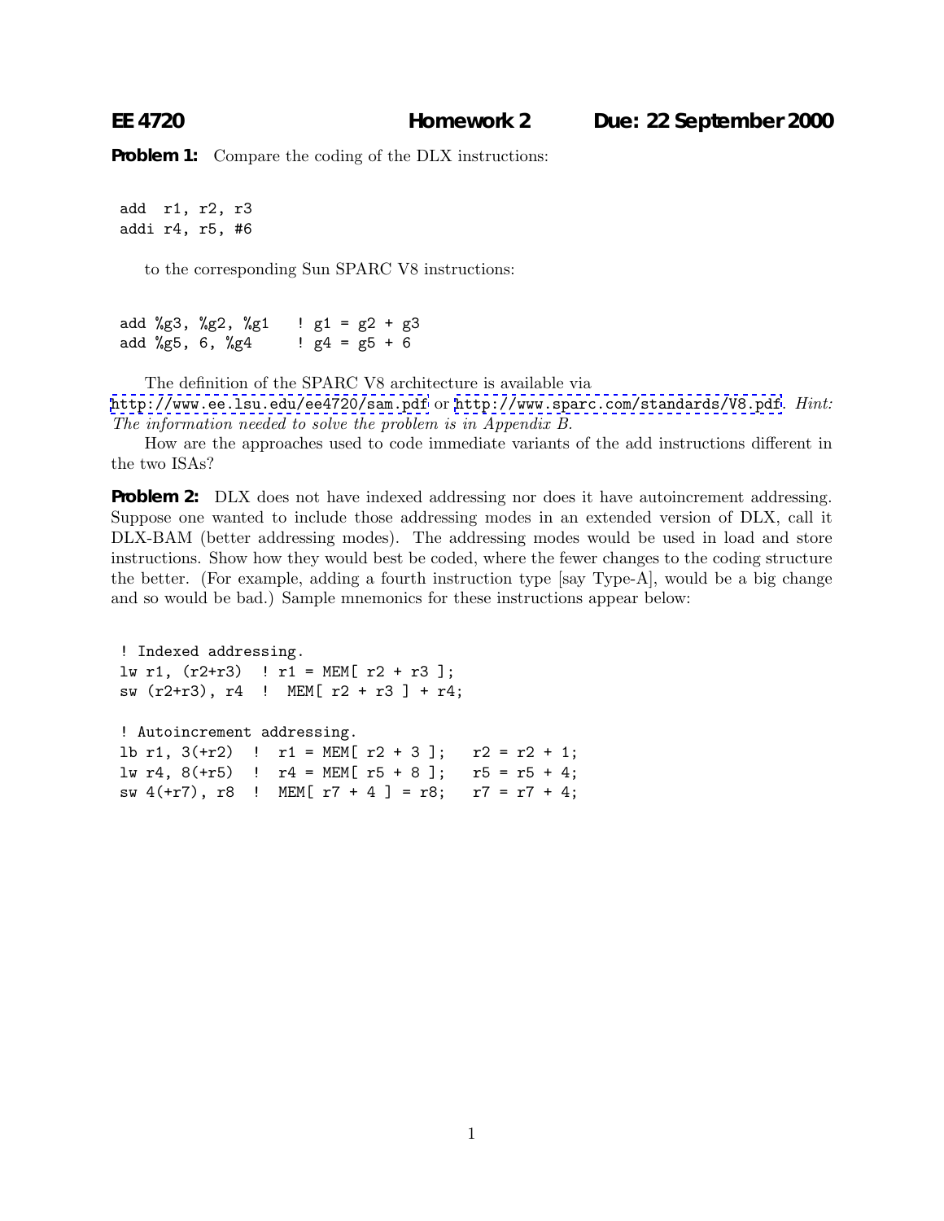**EE 4720 Homework 2 Due: 22 September 2000**

**Problem 1:** Compare the coding of the DLX instructions:

```
add  r1, r2, r3
addi r4, r5, #6
```

to the corresponding Sun SPARC V8 instructions:

```
add %g3, %g2, %g1   ! g1 = g2 + g3
add %g5, 6, %g4     ! g4 = g5 + 6
```

The definition of the SPARC V8 architecture is available via http://www.ee.lsu.edu/ee4720/sam.pdf or http://www.sparc.com/standards/V8.pdf. *Hint: The information needed to solve the problem is in Appendix B.*

How are the approaches used to code immediate variants of the add instructions different in the two ISAs?

**Problem 2:** DLX does not have indexed addressing nor does it have autoincrement addressing. Suppose one wanted to include those addressing modes in an extended version of DLX, call it DLX-BAM (better addressing modes). The addressing modes would be used in load and store instructions. Show how they would best be coded, where the fewer changes to the coding structure the better. (For example, adding a fourth instruction type [say Type-A], would be a big change and so would be bad.) Sample mnemonics for these instructions appear below:

```
! Indexed addressing.
lw r1, (r2+r3)  ! r1 = MEM[ r2 + r3 ];
sw (r2+r3), r4  !  MEM[ r2 + r3 ] + r4;

! Autoincrement addressing.
lb r1, 3(+r2)  !  r1 = MEM[ r2 + 3 ];   r2 = r2 + 1;
lw r4, 8(+r5)  !  r4 = MEM[ r5 + 8 ];   r5 = r5 + 4;
sw 4(+r7), r8  !  MEM[ r7 + 4 ] = r8;   r7 = r7 + 4;
```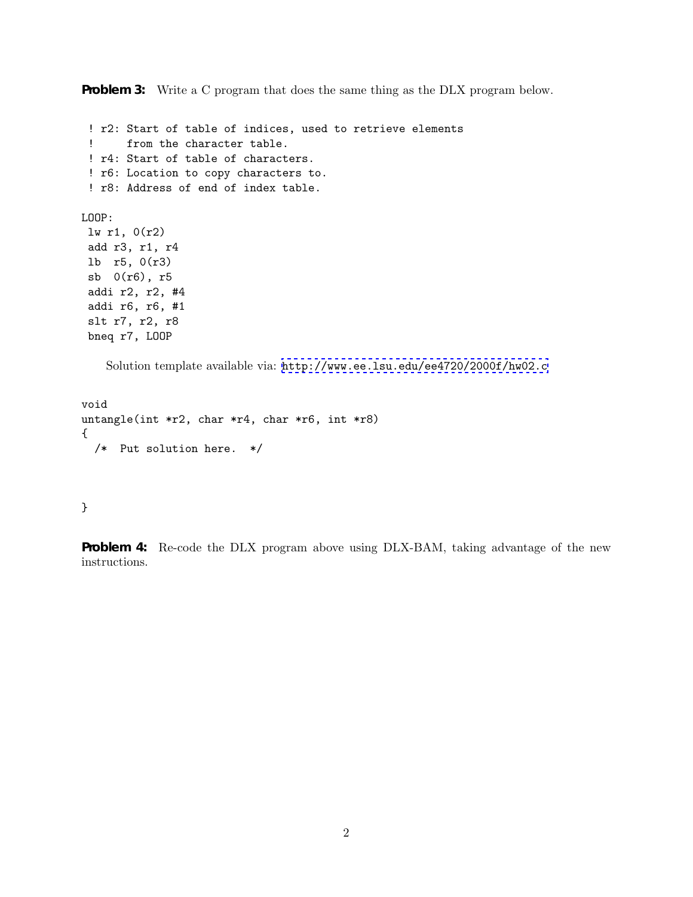**Problem 3:** Write a C program that does the same thing as the DLX program below.

```
 ! r2: Start of table of indices, used to retrieve elements
 !     from the character table.
 ! r4: Start of table of characters.
 ! r6: Location to copy characters to.
 ! r8: Address of end of index table.

LOOP:
 lw r1, 0(r2)
 add r3, r1, r4
 lb  r5, 0(r3)
 sb  0(r6), r5
 addi r2, r2, #4
 addi r6, r6, #1
 slt r7, r2, r8
 bneq r7, LOOP
```

Solution template available via: http://www.ee.lsu.edu/ee4720/2000f/hw02.c

```
void
untangle(int *r2, char *r4, char *r6, int *r8)
{
  /*  Put solution here.  */



}
```

**Problem 4:** Re-code the DLX program above using DLX-BAM, taking advantage of the new instructions.